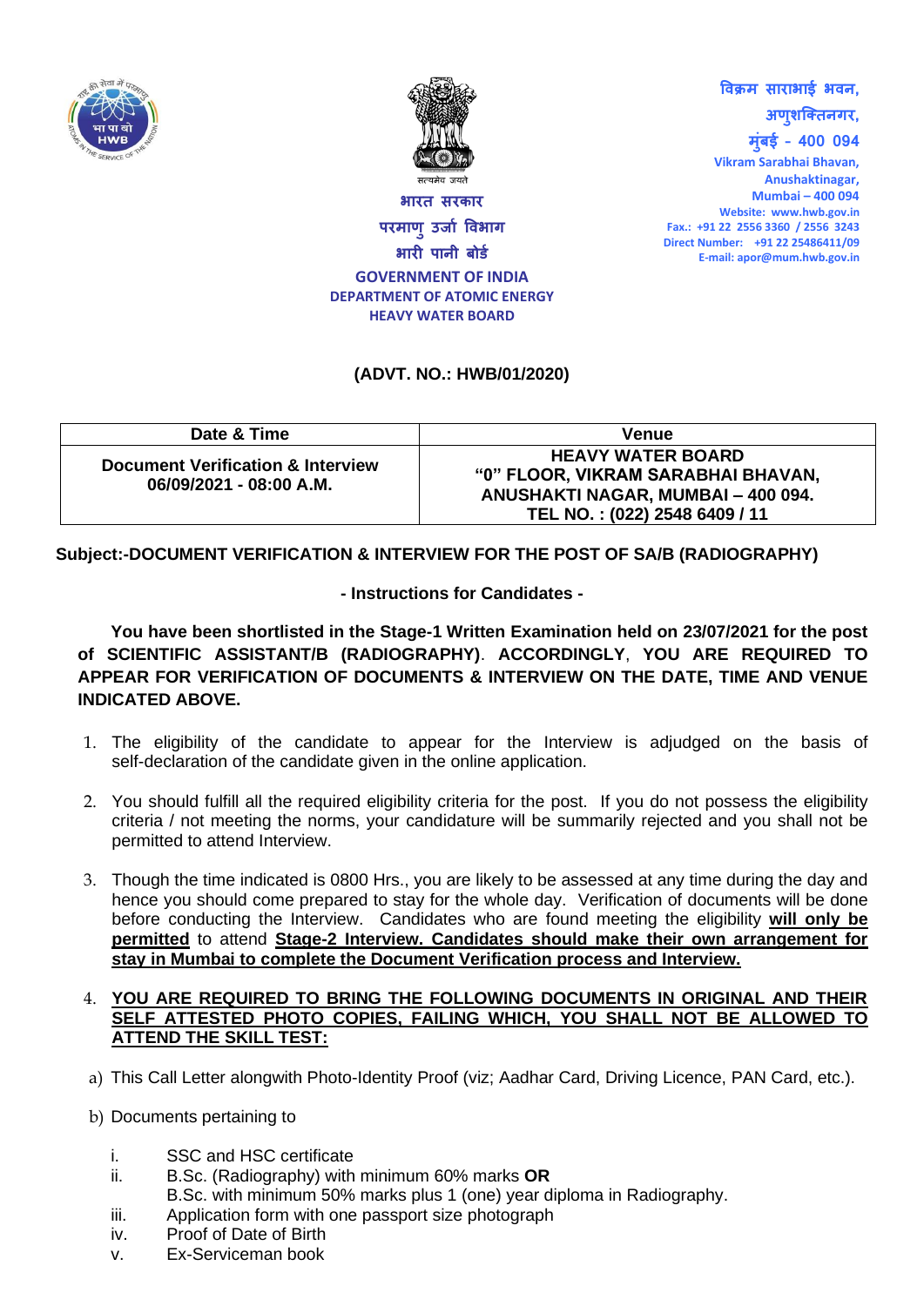भारत सरकार
परमाणु उर्जा विभाग
भारी पानी बोर्ड
**GOVERNMENT OF INDIA**
**DEPARTMENT OF ATOMIC ENERGY**
**HEAVY WATER BOARD**

विक्रम साराभाई भवन,
अणुशक्तिनगर,
मुंबई - 400 094
Vikram Sarabhai Bhavan,
Anushaktinagar,
Mumbai – 400 094
Website: www.hwb.gov.in
Fax.: +91 22 2556 3360 / 2556 3243
Direct Number: +91 22 25486411/09
E-mail: apor@mum.hwb.gov.in

**(ADVT. NO.: HWB/01/2020)**

| Date & Time | Venue |
|---|---|
| **Document Verification & Interview 06/09/2021 - 08:00 A.M.** | **HEAVY WATER BOARD "0" FLOOR, VIKRAM SARABHAI BHAVAN, ANUSHAKTI NAGAR, MUMBAI – 400 094. TEL NO. : (022) 2548 6409 / 11** |

**Subject:-DOCUMENT VERIFICATION & INTERVIEW FOR THE POST OF SA/B (RADIOGRAPHY)**

**- Instructions for Candidates -**

**You have been shortlisted in the Stage-1 Written Examination held on 23/07/2021 for the post of SCIENTIFIC ASSISTANT/B (RADIOGRAPHY). ACCORDINGLY, YOU ARE REQUIRED TO APPEAR FOR VERIFICATION OF DOCUMENTS & INTERVIEW ON THE DATE, TIME AND VENUE INDICATED ABOVE.**

1. The eligibility of the candidate to appear for the Interview is adjudged on the basis of self-declaration of the candidate given in the online application.

2. You should fulfill all the required eligibility criteria for the post. If you do not possess the eligibility criteria / not meeting the norms, your candidature will be summarily rejected and you shall not be permitted to attend Interview.

3. Though the time indicated is 0800 Hrs., you are likely to be assessed at any time during the day and hence you should come prepared to stay for the whole day. Verification of documents will be done before conducting the Interview. Candidates who are found meeting the eligibility **will only be permitted** to attend **Stage-2 Interview. Candidates should make their own arrangement for stay in Mumbai to complete the Document Verification process and Interview.**

4. **YOU ARE REQUIRED TO BRING THE FOLLOWING DOCUMENTS IN ORIGINAL AND THEIR SELF ATTESTED PHOTO COPIES, FAILING WHICH, YOU SHALL NOT BE ALLOWED TO ATTEND THE SKILL TEST:**

a) This Call Letter alongwith Photo-Identity Proof (viz; Aadhar Card, Driving Licence, PAN Card, etc.).

b) Documents pertaining to

   i. SSC and HSC certificate
   ii. B.Sc. (Radiography) with minimum 60% marks **OR**
   B.Sc. with minimum 50% marks plus 1 (one) year diploma in Radiography.
   iii. Application form with one passport size photograph
   iv. Proof of Date of Birth
   v. Ex-Serviceman book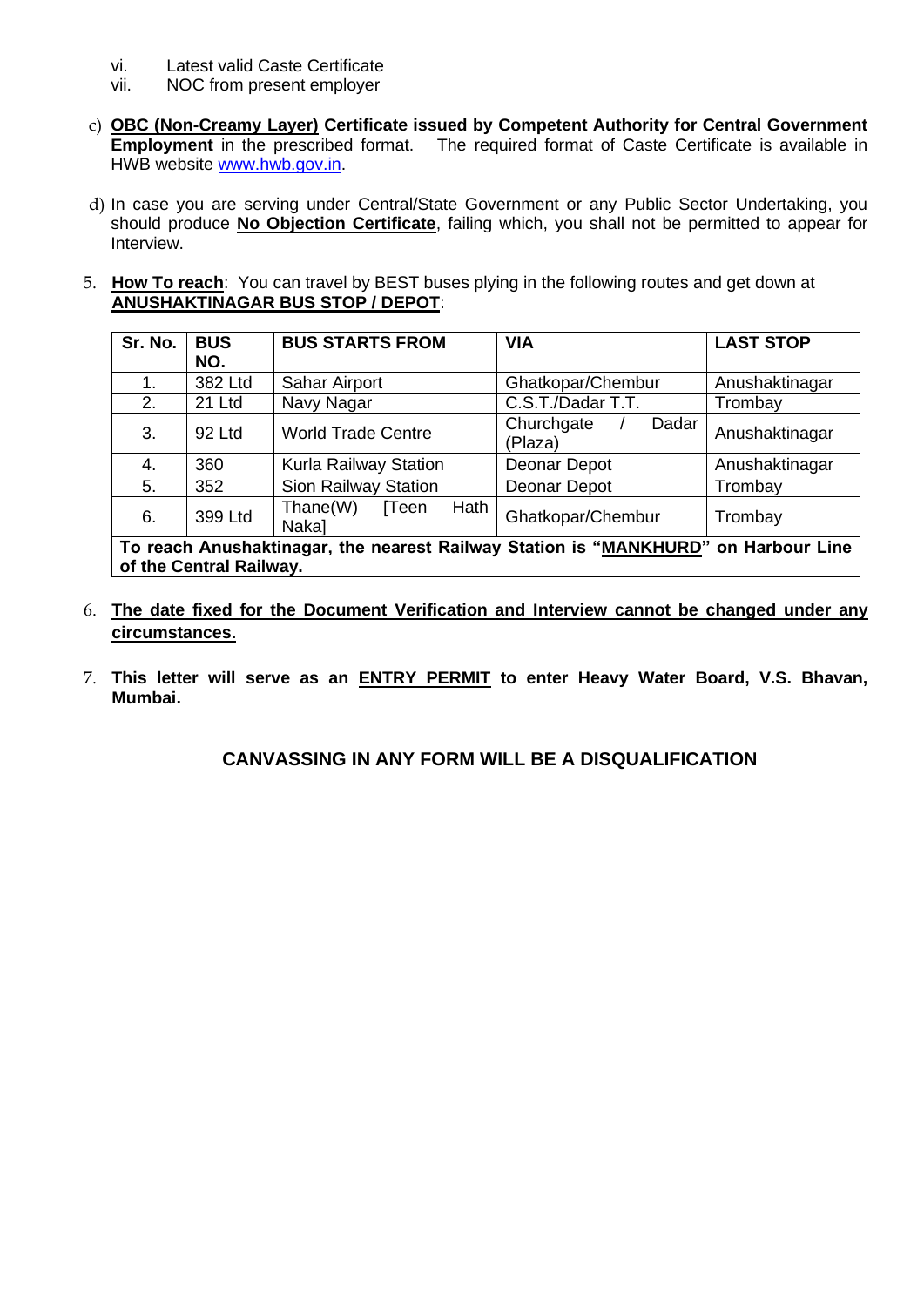vi. Latest valid Caste Certificate
vii. NOC from present employer

c) **<u>OBC (Non-Creamy Layer)</u> Certificate issued by Competent Authority for Central Government Employment** in the prescribed format. The required format of Caste Certificate is available in HWB website www.hwb.gov.in.

d) In case you are serving under Central/State Government or any Public Sector Undertaking, you should produce **<u>No Objection Certificate</u>**, failing which, you shall not be permitted to appear for Interview.

5. **<u>How To reach</u>**: You can travel by BEST buses plying in the following routes and get down at **<u>ANUSHAKTINAGAR BUS STOP / DEPOT</u>**:

| Sr. No. | BUS NO. | BUS STARTS FROM | VIA | LAST STOP |
|---|---|---|---|---|
| 1. | 382 Ltd | Sahar Airport | Ghatkopar/Chembur | Anushaktinagar |
| 2. | 21 Ltd | Navy Nagar | C.S.T./Dadar T.T. | Trombay |
| 3. | 92 Ltd | World Trade Centre | Churchgate / Dadar (Plaza) | Anushaktinagar |
| 4. | 360 | Kurla Railway Station | Deonar Depot | Anushaktinagar |
| 5. | 352 | Sion Railway Station | Deonar Depot | Trombay |
| 6. | 399 Ltd | Thane(W) [Teen Hath Naka] | Ghatkopar/Chembur | Trombay |
| **To reach Anushaktinagar, the nearest Railway Station is "<u>MANKHURD</u>" on Harbour Line of the Central Railway.** | | | | |

6. **<u>The date fixed for the Document Verification and Interview cannot be changed under any circumstances.</u>**

7. **This letter will serve as an <u>ENTRY PERMIT</u> to enter Heavy Water Board, V.S. Bhavan, Mumbai.**

**CANVASSING IN ANY FORM WILL BE A DISQUALIFICATION**